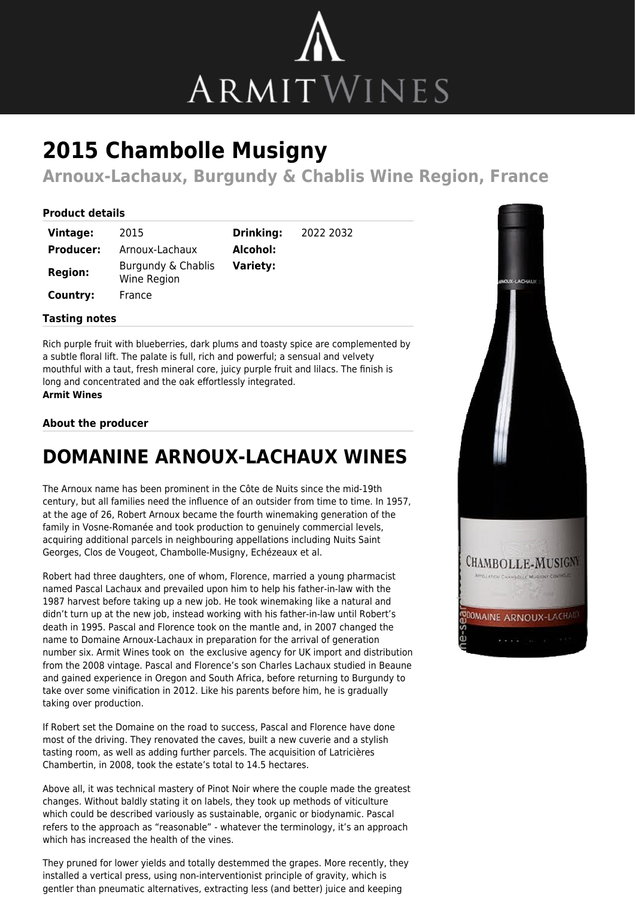# 2015 Chambolle Musigny

## Arnoux-Lachaux, Burgundy & Chablis Wine Region, France

### Product details

| | | | |
|---|---|---|---|
| **Vintage:** | 2015 | **Drinking:** | 2022 2032 |
| **Producer:** | Arnoux-Lachaux | **Alcohol:** | |
| **Region:** | Burgundy & Chablis Wine Region | **Variety:** | |
| **Country:** | France | | |

### Tasting notes

Rich purple fruit with blueberries, dark plums and toasty spice are complemented by a subtle floral lift. The palate is full, rich and powerful; a sensual and velvety mouthful with a taut, fresh mineral core, juicy purple fruit and lilacs. The finish is long and concentrated and the oak effortlessly integrated.
**Armit Wines**

### About the producer

# DOMANINE ARNOUX-LACHAUX WINES

The Arnoux name has been prominent in the Côte de Nuits since the mid-19th century, but all families need the influence of an outsider from time to time. In 1957, at the age of 26, Robert Arnoux became the fourth winemaking generation of the family in Vosne-Romanée and took production to genuinely commercial levels, acquiring additional parcels in neighbouring appellations including Nuits Saint Georges, Clos de Vougeot, Chambolle-Musigny, Echézeaux et al.

Robert had three daughters, one of whom, Florence, married a young pharmacist named Pascal Lachaux and prevailed upon him to help his father-in-law with the 1987 harvest before taking up a new job. He took winemaking like a natural and didn't turn up at the new job, instead working with his father-in-law until Robert's death in 1995. Pascal and Florence took on the mantle and, in 2007 changed the name to Domaine Arnoux-Lachaux in preparation for the arrival of generation number six. Armit Wines took on the exclusive agency for UK import and distribution from the 2008 vintage. Pascal and Florence's son Charles Lachaux studied in Beaune and gained experience in Oregon and South Africa, before returning to Burgundy to take over some vinification in 2012. Like his parents before him, he is gradually taking over production.

If Robert set the Domaine on the road to success, Pascal and Florence have done most of the driving. They renovated the caves, built a new cuverie and a stylish tasting room, as well as adding further parcels. The acquisition of Latricières Chambertin, in 2008, took the estate's total to 14.5 hectares.

Above all, it was technical mastery of Pinot Noir where the couple made the greatest changes. Without baldly stating it on labels, they took up methods of viticulture which could be described variously as sustainable, organic or biodynamic. Pascal refers to the approach as "reasonable" - whatever the terminology, it's an approach which has increased the health of the vines.

They pruned for lower yields and totally destemmed the grapes. More recently, they installed a vertical press, using non-interventionist principle of gravity, which is gentler than pneumatic alternatives, extracting less (and better) juice and keeping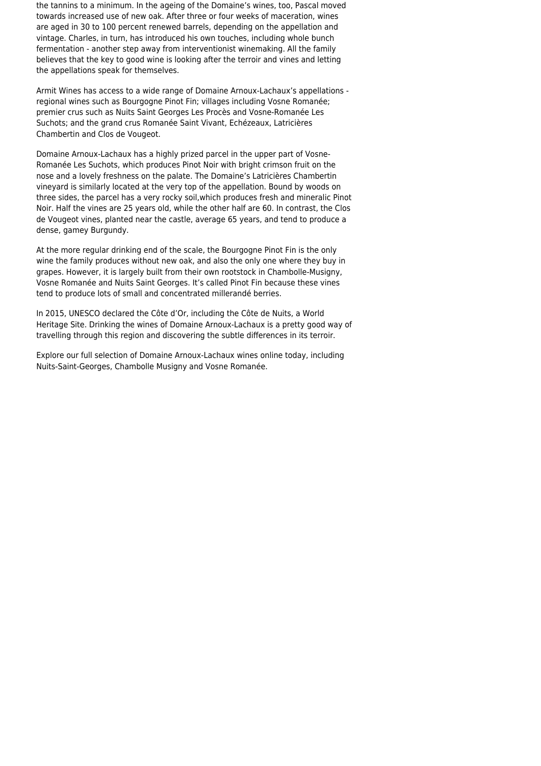the tannins to a minimum. In the ageing of the Domaine's wines, too, Pascal moved towards increased use of new oak. After three or four weeks of maceration, wines are aged in 30 to 100 percent renewed barrels, depending on the appellation and vintage. Charles, in turn, has introduced his own touches, including whole bunch fermentation - another step away from interventionist winemaking. All the family believes that the key to good wine is looking after the terroir and vines and letting the appellations speak for themselves.

Armit Wines has access to a wide range of Domaine Arnoux-Lachaux's appellations - regional wines such as Bourgogne Pinot Fin; villages including Vosne Romanée; premier crus such as Nuits Saint Georges Les Procès and Vosne-Romanée Les Suchots; and the grand crus Romanée Saint Vivant, Echézeaux, Latricières Chambertin and Clos de Vougeot.

Domaine Arnoux-Lachaux has a highly prized parcel in the upper part of Vosne-Romanée Les Suchots, which produces Pinot Noir with bright crimson fruit on the nose and a lovely freshness on the palate. The Domaine's Latricières Chambertin vineyard is similarly located at the very top of the appellation. Bound by woods on three sides, the parcel has a very rocky soil,which produces fresh and mineralic Pinot Noir. Half the vines are 25 years old, while the other half are 60. In contrast, the Clos de Vougeot vines, planted near the castle, average 65 years, and tend to produce a dense, gamey Burgundy.

At the more regular drinking end of the scale, the Bourgogne Pinot Fin is the only wine the family produces without new oak, and also the only one where they buy in grapes. However, it is largely built from their own rootstock in Chambolle-Musigny, Vosne Romanée and Nuits Saint Georges. It's called Pinot Fin because these vines tend to produce lots of small and concentrated millerandé berries.

In 2015, UNESCO declared the Côte d'Or, including the Côte de Nuits, a World Heritage Site. Drinking the wines of Domaine Arnoux-Lachaux is a pretty good way of travelling through this region and discovering the subtle differences in its terroir.

Explore our full selection of Domaine Arnoux-Lachaux wines online today, including Nuits-Saint-Georges, Chambolle Musigny and Vosne Romanée.